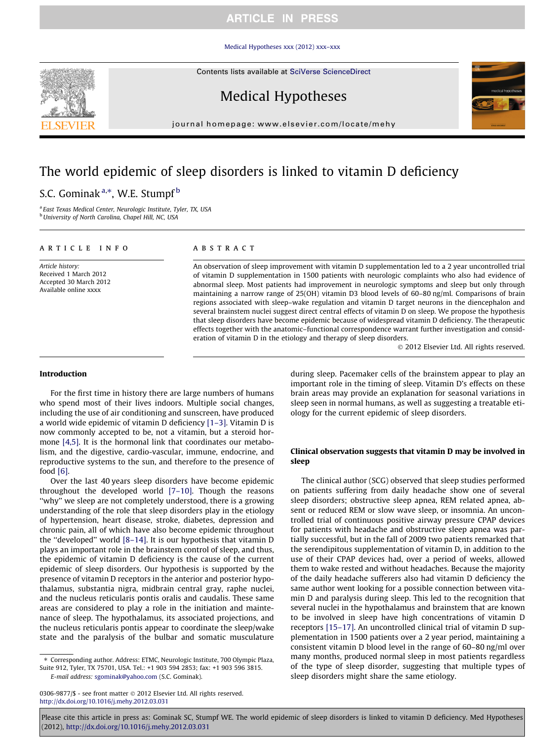# The world epidemic of sleep disorders is linked to vitamin D deficiency

S.C. Gominak [a,*], W.E. Stumpf [b]

[a] East Texas Medical Center, Neurologic Institute, Tyler, TX, USA
[b] University of North Carolina, Chapel Hill, NC, USA

**ARTICLE INFO**

*Article history:*
Received 1 March 2012
Accepted 30 March 2012
Available online xxxx

**ABSTRACT**

An observation of sleep improvement with vitamin D supplementation led to a 2 year uncontrolled trial of vitamin D supplementation in 1500 patients with neurologic complaints who also had evidence of abnormal sleep. Most patients had improvement in neurologic symptoms and sleep but only through maintaining a narrow range of 25(OH) vitamin D3 blood levels of 60–80 ng/ml. Comparisons of brain regions associated with sleep–wake regulation and vitamin D target neurons in the diencephalon and several brainstem nuclei suggest direct central effects of vitamin D on sleep. We propose the hypothesis that sleep disorders have become epidemic because of widespread vitamin D deficiency. The therapeutic effects together with the anatomic–functional correspondence warrant further investigation and consideration of vitamin D in the etiology and therapy of sleep disorders.

© 2012 Elsevier Ltd. All rights reserved.

## Introduction

For the first time in history there are large numbers of humans who spend most of their lives indoors. Multiple social changes, including the use of air conditioning and sunscreen, have produced a world wide epidemic of vitamin D deficiency [1–3]. Vitamin D is now commonly accepted to be, not a vitamin, but a steroid hormone [4,5]. It is the hormonal link that coordinates our metabolism, and the digestive, cardio-vascular, immune, endocrine, and reproductive systems to the sun, and therefore to the presence of food [6].

Over the last 40 years sleep disorders have become epidemic throughout the developed world [7–10]. Though the reasons "why" we sleep are not completely understood, there is a growing understanding of the role that sleep disorders play in the etiology of hypertension, heart disease, stroke, diabetes, depression and chronic pain, all of which have also become epidemic throughout the "developed" world [8–14]. It is our hypothesis that vitamin D plays an important role in the brainstem control of sleep, and thus, the epidemic of vitamin D deficiency is the cause of the current epidemic of sleep disorders. Our hypothesis is supported by the presence of vitamin D receptors in the anterior and posterior hypothalamus, substantia nigra, midbrain central gray, raphe nuclei, and the nucleus reticularis pontis oralis and caudalis. These same areas are considered to play a role in the initiation and maintenance of sleep. The hypothalamus, its associated projections, and the nucleus reticularis pontis appear to coordinate the sleep/wake state and the paralysis of the bulbar and somatic musculature during sleep. Pacemaker cells of the brainstem appear to play an important role in the timing of sleep. Vitamin D's effects on these brain areas may provide an explanation for seasonal variations in sleep seen in normal humans, as well as suggesting a treatable etiology for the current epidemic of sleep disorders.

## Clinical observation suggests that vitamin D may be involved in sleep

The clinical author (SCG) observed that sleep studies performed on patients suffering from daily headache show one of several sleep disorders; obstructive sleep apnea, REM related apnea, absent or reduced REM or slow wave sleep, or insomnia. An uncontrolled trial of continuous positive airway pressure CPAP devices for patients with headache and obstructive sleep apnea was partially successful, but in the fall of 2009 two patients remarked that the serendipitous supplementation of vitamin D, in addition to the use of their CPAP devices had, over a period of weeks, allowed them to wake rested and without headaches. Because the majority of the daily headache sufferers also had vitamin D deficiency the same author went looking for a possible connection between vitamin D and paralysis during sleep. This led to the recognition that several nuclei in the hypothalamus and brainstem that are known to be involved in sleep have high concentrations of vitamin D receptors [15–17]. An uncontrolled clinical trial of vitamin D supplementation in 1500 patients over a 2 year period, maintaining a consistent vitamin D blood level in the range of 60–80 ng/ml over many months, produced normal sleep in most patients regardless of the type of sleep disorder, suggesting that multiple types of sleep disorders might share the same etiology.

\* Corresponding author. Address: ETMC, Neurologic Institute, 700 Olympic Plaza, Suite 912, Tyler, TX 75701, USA. Tel.: +1 903 594 2853; fax: +1 903 596 3815.
*E-mail address:* sgominak@yahoo.com (S.C. Gominak).

0306-9877/$ - see front matter © 2012 Elsevier Ltd. All rights reserved.
http://dx.doi.org/10.1016/j.mehy.2012.03.031

Please cite this article in press as: Gominak SC, Stumpf WE. The world epidemic of sleep disorders is linked to vitamin D deficiency. Med Hypotheses (2012), http://dx.doi.org/10.1016/j.mehy.2012.03.031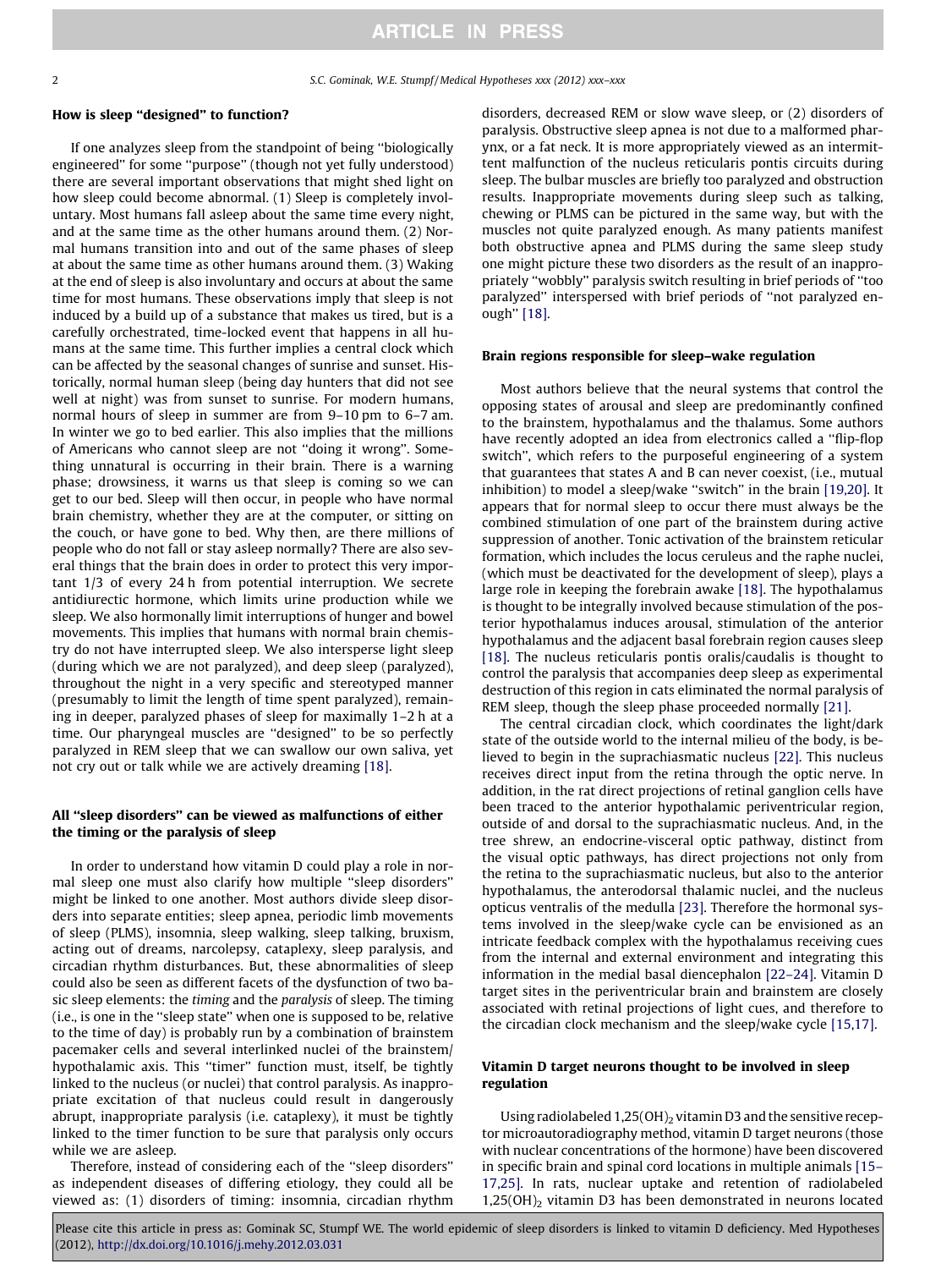## How is sleep "designed" to function?

If one analyzes sleep from the standpoint of being "biologically engineered" for some "purpose" (though not yet fully understood) there are several important observations that might shed light on how sleep could become abnormal. (1) Sleep is completely involuntary. Most humans fall asleep about the same time every night, and at the same time as the other humans around them. (2) Normal humans transition into and out of the same phases of sleep at about the same time as other humans around them. (3) Waking at the end of sleep is also involuntary and occurs at about the same time for most humans. These observations imply that sleep is not induced by a build up of a substance that makes us tired, but is a carefully orchestrated, time-locked event that happens in all humans at the same time. This further implies a central clock which can be affected by the seasonal changes of sunrise and sunset. Historically, normal human sleep (being day hunters that did not see well at night) was from sunset to sunrise. For modern humans, normal hours of sleep in summer are from 9–10 pm to 6–7 am. In winter we go to bed earlier. This also implies that the millions of Americans who cannot sleep are not "doing it wrong". Something unnatural is occurring in their brain. There is a warning phase; drowsiness, it warns us that sleep is coming so we can get to our bed. Sleep will then occur, in people who have normal brain chemistry, whether they are at the computer, or sitting on the couch, or have gone to bed. Why then, are there millions of people who do not fall or stay asleep normally? There are also several things that the brain does in order to protect this very important 1/3 of every 24 h from potential interruption. We secrete antidiuretic hormone, which limits urine production while we sleep. We also hormonally limit interruptions of hunger and bowel movements. This implies that humans with normal brain chemistry do not have interrupted sleep. We also intersperse light sleep (during which we are not paralyzed), and deep sleep (paralyzed), throughout the night in a very specific and stereotyped manner (presumably to limit the length of time spent paralyzed), remaining in deeper, paralyzed phases of sleep for maximally 1–2 h at a time. Our pharyngeal muscles are "designed" to be so perfectly paralyzed in REM sleep that we can swallow our own saliva, yet not cry out or talk while we are actively dreaming [18].

## All "sleep disorders" can be viewed as malfunctions of either the timing or the paralysis of sleep

In order to understand how vitamin D could play a role in normal sleep one must also clarify how multiple "sleep disorders" might be linked to one another. Most authors divide sleep disorders into separate entities; sleep apnea, periodic limb movements of sleep (PLMS), insomnia, sleep walking, sleep talking, bruxism, acting out of dreams, narcolepsy, cataplexy, sleep paralysis, and circadian rhythm disturbances. But, these abnormalities of sleep could also be seen as different facets of the dysfunction of two basic sleep elements: the *timing* and the *paralysis* of sleep. The timing (i.e., is one in the "sleep state" when one is supposed to be, relative to the time of day) is probably run by a combination of brainstem pacemaker cells and several interlinked nuclei of the brainstem/hypothalamic axis. This "timer" function must, itself, be tightly linked to the nucleus (or nuclei) that control paralysis. As inappropriate excitation of that nucleus could result in dangerously abrupt, inappropriate paralysis (i.e. cataplexy), it must be tightly linked to the timer function to be sure that paralysis only occurs while we are asleep.

Therefore, instead of considering each of the "sleep disorders" as independent diseases of differing etiology, they could all be viewed as: (1) disorders of timing: insomnia, circadian rhythm disorders, decreased REM or slow wave sleep, or (2) disorders of paralysis. Obstructive sleep apnea is not due to a malformed pharynx, or a fat neck. It is more appropriately viewed as an intermittent malfunction of the nucleus reticularis pontis circuits during sleep. The bulbar muscles are briefly too paralyzed and obstruction results. Inappropriate movements during sleep such as talking, chewing or PLMS can be pictured in the same way, but with the muscles not quite paralyzed enough. As many patients manifest both obstructive apnea and PLMS during the same sleep study one might picture these two disorders as the result of an inappropriately "wobbly" paralysis switch resulting in brief periods of "too paralyzed" interspersed with brief periods of "not paralyzed enough" [18].

## Brain regions responsible for sleep–wake regulation

Most authors believe that the neural systems that control the opposing states of arousal and sleep are predominantly confined to the brainstem, hypothalamus and the thalamus. Some authors have recently adopted an idea from electronics called a "flip-flop switch", which refers to the purposeful engineering of a system that guarantees that states A and B can never coexist, (i.e., mutual inhibition) to model a sleep/wake "switch" in the brain [19,20]. It appears that for normal sleep to occur there must always be the combined stimulation of one part of the brainstem during active suppression of another. Tonic activation of the brainstem reticular formation, which includes the locus ceruleus and the raphe nuclei, (which must be deactivated for the development of sleep), plays a large role in keeping the forebrain awake [18]. The hypothalamus is thought to be integrally involved because stimulation of the posterior hypothalamus induces arousal, stimulation of the anterior hypothalamus and the adjacent basal forebrain region causes sleep [18]. The nucleus reticularis pontis oralis/caudalis is thought to control the paralysis that accompanies deep sleep as experimental destruction of this region in cats eliminated the normal paralysis of REM sleep, though the sleep phase proceeded normally [21].

The central circadian clock, which coordinates the light/dark state of the outside world to the internal milieu of the body, is believed to begin in the suprachiasmatic nucleus [22]. This nucleus receives direct input from the retina through the optic nerve. In addition, in the rat direct projections of retinal ganglion cells have been traced to the anterior hypothalamic periventricular region, outside of and dorsal to the suprachiasmatic nucleus. And, in the tree shrew, an endocrine-visceral optic pathway, distinct from the visual optic pathways, has direct projections not only from the retina to the suprachiasmatic nucleus, but also to the anterior hypothalamus, the anterodorsal thalamic nuclei, and the nucleus opticus ventralis of the medulla [23]. Therefore the hormonal systems involved in the sleep/wake cycle can be envisioned as an intricate feedback complex with the hypothalamus receiving cues from the internal and external environment and integrating this information in the medial basal diencephalon [22–24]. Vitamin D target sites in the periventricular brain and brainstem are closely associated with retinal projections of light cues, and therefore to the circadian clock mechanism and the sleep/wake cycle [15,17].

## Vitamin D target neurons thought to be involved in sleep regulation

Using radiolabeled $1,25(OH)_2$ vitamin D3 and the sensitive receptor microautoradiography method, vitamin D target neurons (those with nuclear concentrations of the hormone) have been discovered in specific brain and spinal cord locations in multiple animals [15–17,25]. In rats, nuclear uptake and retention of radiolabeled $1,25(OH)_2$ vitamin D3 has been demonstrated in neurons located

Please cite this article in press as: Gominak SC, Stumpf WE. The world epidemic of sleep disorders is linked to vitamin D deficiency. Med Hypotheses (2012), http://dx.doi.org/10.1016/j.mehy.2012.03.031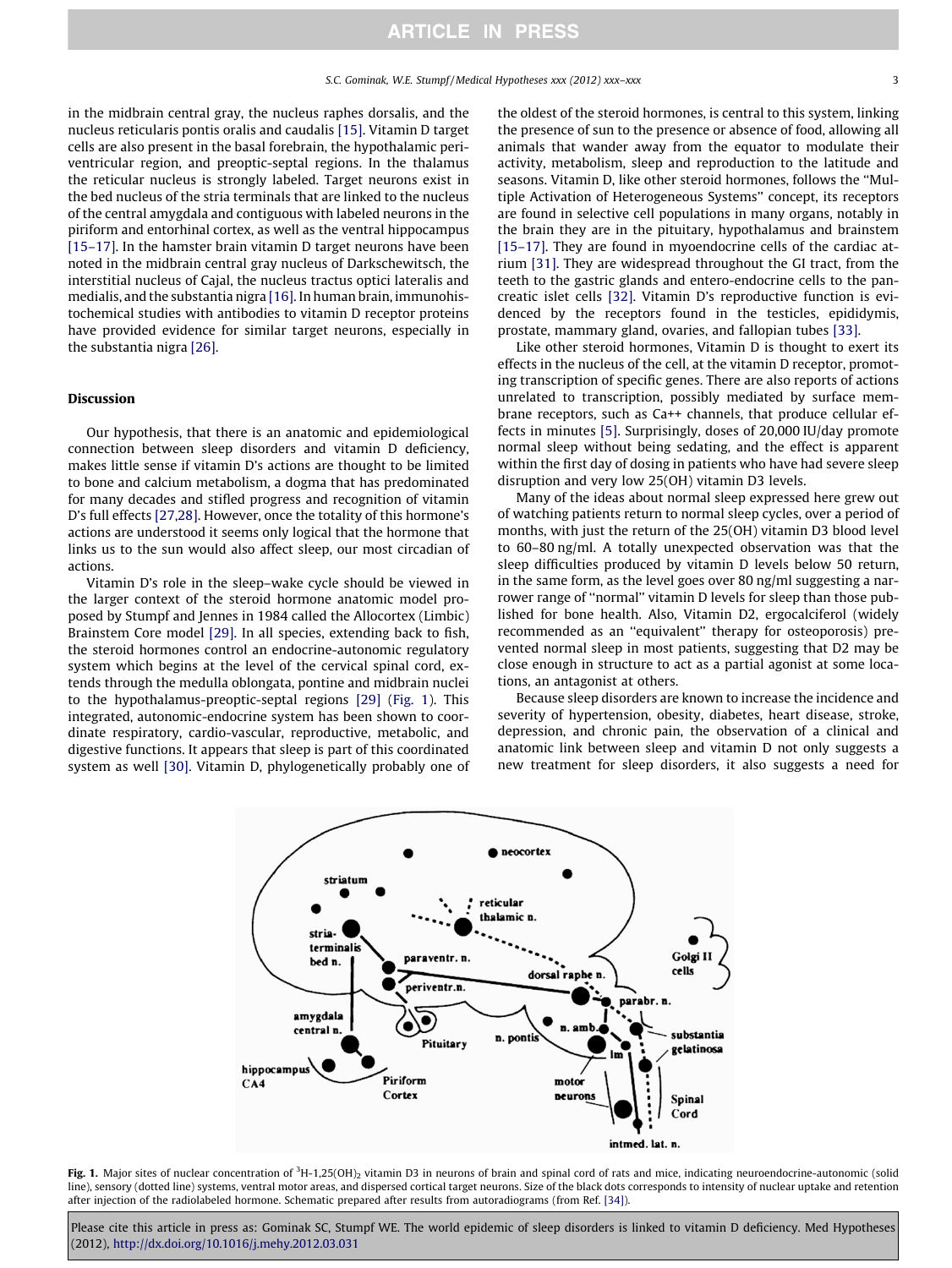in the midbrain central gray, the nucleus raphes dorsalis, and the nucleus reticularis pontis oralis and caudalis [15]. Vitamin D target cells are also present in the basal forebrain, the hypothalamic periventricular region, and preoptic-septal regions. In the thalamus the reticular nucleus is strongly labeled. Target neurons exist in the bed nucleus of the stria terminals that are linked to the nucleus of the central amygdala and contiguous with labeled neurons in the piriform and entorhinal cortex, as well as the ventral hippocampus [15–17]. In the hamster brain vitamin D target neurons have been noted in the midbrain central gray nucleus of Darkschewitsch, the interstitial nucleus of Cajal, the nucleus tractus optici lateralis and medialis, and the substantia nigra [16]. In human brain, immunohistochemical studies with antibodies to vitamin D receptor proteins have provided evidence for similar target neurons, especially in the substantia nigra [26].

## Discussion

Our hypothesis, that there is an anatomic and epidemiological connection between sleep disorders and vitamin D deficiency, makes little sense if vitamin D's actions are thought to be limited to bone and calcium metabolism, a dogma that has predominated for many decades and stifled progress and recognition of vitamin D's full effects [27,28]. However, once the totality of this hormone's actions are understood it seems only logical that the hormone that links us to the sun would also affect sleep, our most circadian of actions.

Vitamin D's role in the sleep–wake cycle should be viewed in the larger context of the steroid hormone anatomic model proposed by Stumpf and Jennes in 1984 called the Allocortex (Limbic) Brainstem Core model [29]. In all species, extending back to fish, the steroid hormones control an endocrine-autonomic regulatory system which begins at the level of the cervical spinal cord, extends through the medulla oblongata, pontine and midbrain nuclei to the hypothalamus-preoptic-septal regions [29] (Fig. 1). This integrated, autonomic-endocrine system has been shown to coordinate respiratory, cardio-vascular, reproductive, metabolic, and digestive functions. It appears that sleep is part of this coordinated system as well [30]. Vitamin D, phylogenetically probably one of the oldest of the steroid hormones, is central to this system, linking the presence of sun to the presence or absence of food, allowing all animals that wander away from the equator to modulate their activity, metabolism, sleep and reproduction to the latitude and seasons. Vitamin D, like other steroid hormones, follows the "Multiple Activation of Heterogeneous Systems" concept, its receptors are found in selective cell populations in many organs, notably in the brain they are in the pituitary, hypothalamus and brainstem [15–17]. They are found in myoendocrine cells of the cardiac atrium [31]. They are widespread throughout the GI tract, from the teeth to the gastric glands and entero-endocrine cells to the pancreatic islet cells [32]. Vitamin D's reproductive function is evidenced by the receptors found in the testicles, epididymis, prostate, mammary gland, ovaries, and fallopian tubes [33].

Like other steroid hormones, Vitamin D is thought to exert its effects in the nucleus of the cell, at the vitamin D receptor, promoting transcription of specific genes. There are also reports of actions unrelated to transcription, possibly mediated by surface membrane receptors, such as Ca++ channels, that produce cellular effects in minutes [5]. Surprisingly, doses of 20,000 IU/day promote normal sleep without being sedating, and the effect is apparent within the first day of dosing in patients who have had severe sleep disruption and very low 25(OH) vitamin D3 levels.

Many of the ideas about normal sleep expressed here grew out of watching patients return to normal sleep cycles, over a period of months, with just the return of the 25(OH) vitamin D3 blood level to 60–80 ng/ml. A totally unexpected observation was that the sleep difficulties produced by vitamin D levels below 50 return, in the same form, as the level goes over 80 ng/ml suggesting a narrower range of "normal" vitamin D levels for sleep than those published for bone health. Also, Vitamin D2, ergocalciferol (widely recommended as an "equivalent" therapy for osteoporosis) prevented normal sleep in most patients, suggesting that D2 may be close enough in structure to act as a partial agonist at some locations, an antagonist at others.

Because sleep disorders are known to increase the incidence and severity of hypertension, obesity, diabetes, heart disease, stroke, depression, and chronic pain, the observation of a clinical and anatomic link between sleep and vitamin D not only suggests a new treatment for sleep disorders, it also suggests a need for

neocortex
striatum
reticular thalamic n.
stria-terminalis bed n.
paraventr. n.
periventr.n.
dorsal raphe n.
Golgi II cells
parabr. n.
amygdala central n.
Pituitary
n. pontis
n. amb.
lm
substantia gelatinosa
hippocampus CA4
Piriform Cortex
motor neurons
Spinal Cord
intmed. lat. n.

Fig. 1. Major sites of nuclear concentration of $^{3}$H-1,25(OH)$_2$ vitamin D3 in neurons of brain and spinal cord of rats and mice, indicating neuroendocrine-autonomic (solid line), sensory (dotted line) systems, ventral motor areas, and dispersed cortical target neurons. Size of the black dots corresponds to intensity of nuclear uptake and retention after injection of the radiolabeled hormone. Schematic prepared after results from autoradiograms (from Ref. [34]).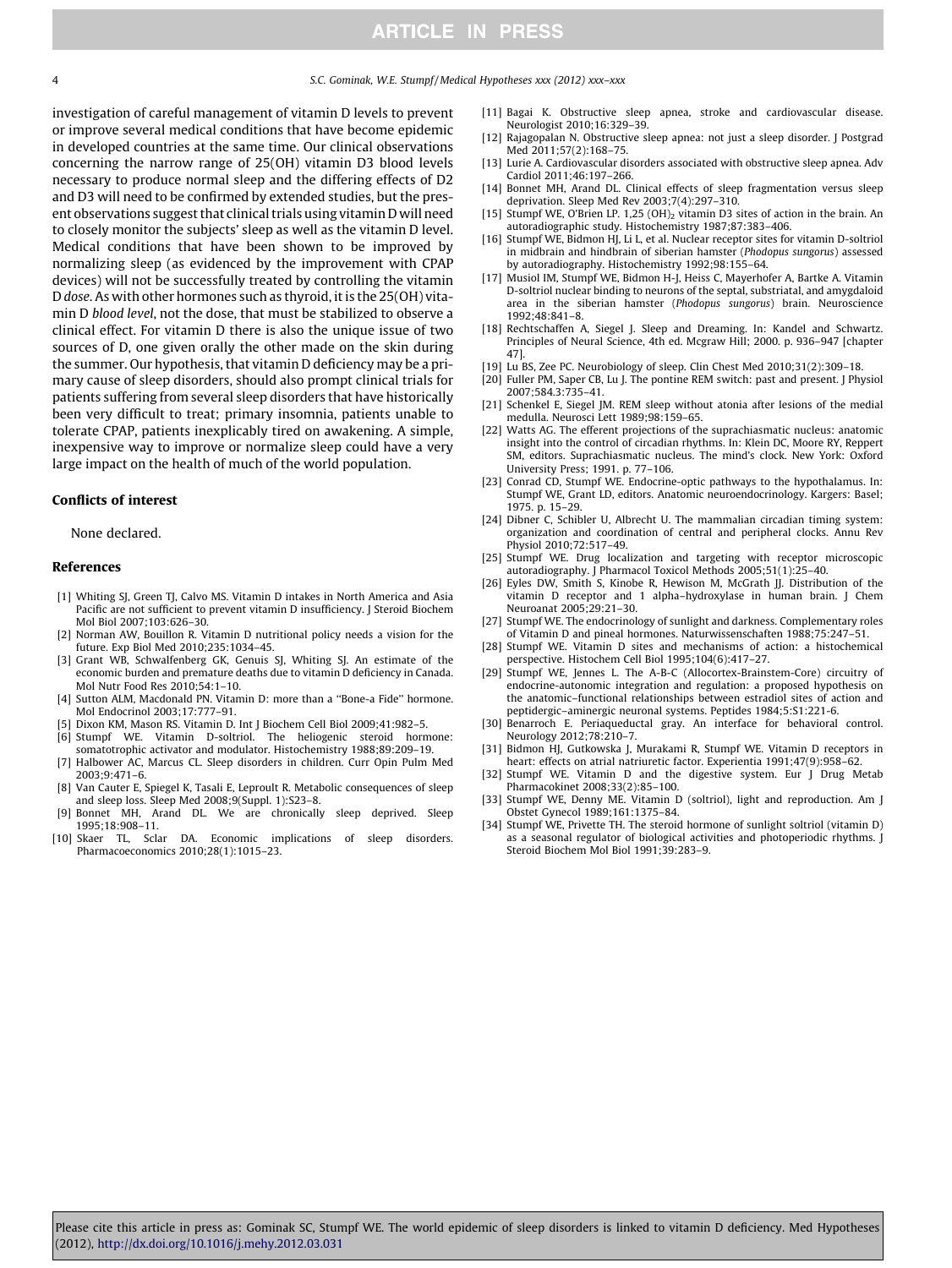investigation of careful management of vitamin D levels to prevent or improve several medical conditions that have become epidemic in developed countries at the same time. Our clinical observations concerning the narrow range of 25(OH) vitamin D3 blood levels necessary to produce normal sleep and the differing effects of D2 and D3 will need to be confirmed by extended studies, but the present observations suggest that clinical trials using vitamin D will need to closely monitor the subjects' sleep as well as the vitamin D level. Medical conditions that have been shown to be improved by normalizing sleep (as evidenced by the improvement with CPAP devices) will not be successfully treated by controlling the vitamin D *dose*. As with other hormones such as thyroid, it is the 25(OH) vitamin D *blood level*, not the dose, that must be stabilized to observe a clinical effect. For vitamin D there is also the unique issue of two sources of D, one given orally the other made on the skin during the summer. Our hypothesis, that vitamin D deficiency may be a primary cause of sleep disorders, should also prompt clinical trials for patients suffering from several sleep disorders that have historically been very difficult to treat; primary insomnia, patients unable to tolerate CPAP, patients inexplicably tired on awakening. A simple, inexpensive way to improve or normalize sleep could have a very large impact on the health of much of the world population.

## Conflicts of interest

None declared.

## References

[1] Whiting SJ, Green TJ, Calvo MS. Vitamin D intakes in North America and Asia Pacific are not sufficient to prevent vitamin D insufficiency. J Steroid Biochem Mol Biol 2007;103:626–30.

[2] Norman AW, Bouillon R. Vitamin D nutritional policy needs a vision for the future. Exp Biol Med 2010;235:1034–45.

[3] Grant WB, Schwalfenberg GK, Genuis SJ, Whiting SJ. An estimate of the economic burden and premature deaths due to vitamin D deficiency in Canada. Mol Nutr Food Res 2010;54:1–10.

[4] Sutton ALM, Macdonald PN. Vitamin D: more than a "Bone-a Fide" hormone. Mol Endocrinol 2003;17:777–91.

[5] Dixon KM, Mason RS. Vitamin D. Int J Biochem Cell Biol 2009;41:982–5.

[6] Stumpf WE. Vitamin D-soltriol. The heliogenic steroid hormone: somatotrophic activator and modulator. Histochemistry 1988;89:209–19.

[7] Halbower AC, Marcus CL. Sleep disorders in children. Curr Opin Pulm Med 2003;9:471–6.

[8] Van Cauter E, Spiegel K, Tasali E, Leproult R. Metabolic consequences of sleep and sleep loss. Sleep Med 2008;9(Suppl. 1):S23–8.

[9] Bonnet MH, Arand DL. We are chronically sleep deprived. Sleep 1995;18:908–11.

[10] Skaer TL, Sclar DA. Economic implications of sleep disorders. Pharmacoeconomics 2010;28(1):1015–23.

[11] Bagai K. Obstructive sleep apnea, stroke and cardiovascular disease. Neurologist 2010;16:329–39.

[12] Rajagopalan N. Obstructive sleep apnea: not just a sleep disorder. J Postgrad Med 2011;57(2):168–75.

[13] Lurie A. Cardiovascular disorders associated with obstructive sleep apnea. Adv Cardiol 2011;46:197–266.

[14] Bonnet MH, Arand DL. Clinical effects of sleep fragmentation versus sleep deprivation. Sleep Med Rev 2003;7(4):297–310.

[15] Stumpf WE, O'Brien LP. 1,25 $(OH)_2$ vitamin D3 sites of action in the brain. An autoradiographic study. Histochemistry 1987;87:383–406.

[16] Stumpf WE, Bidmon HJ, Li L, et al. Nuclear receptor sites for vitamin D-soltriol in midbrain and hindbrain of siberian hamster (*Phodopus sungorus*) assessed by autoradiography. Histochemistry 1992;98:155–64.

[17] Musiol IM, Stumpf WE, Bidmon H-J, Heiss C, Mayerhofer A, Bartke A. Vitamin D-soltriol nuclear binding to neurons of the septal, substriatal, and amygdaloid area in the siberian hamster (*Phodopus sungorus*) brain. Neuroscience 1992;48:841–8.

[18] Rechtschaffen A, Siegel J. Sleep and Dreaming. In: Kandel and Schwartz. Principles of Neural Science, 4th ed. Mcgraw Hill; 2000. p. 936–947 [chapter 47].

[19] Lu BS, Zee PC. Neurobiology of sleep. Clin Chest Med 2010;31(2):309–18.

[20] Fuller PM, Saper CB, Lu J. The pontine REM switch: past and present. J Physiol 2007;584.3:735–41.

[21] Schenkel E, Siegel JM. REM sleep without atonia after lesions of the medial medulla. Neurosci Lett 1989;98:159–65.

[22] Watts AG. The efferent projections of the suprachiasmatic nucleus: anatomic insight into the control of circadian rhythms. In: Klein DC, Moore RY, Reppert SM, editors. Suprachiasmatic nucleus. The mind's clock. New York: Oxford University Press; 1991. p. 77–106.

[23] Conrad CD, Stumpf WE. Endocrine-optic pathways to the hypothalamus. In: Stumpf WE, Grant LD, editors. Anatomic neuroendocrinology. Kargers: Basel; 1975. p. 15–29.

[24] Dibner C, Schibler U, Albrecht U. The mammalian circadian timing system: organization and coordination of central and peripheral clocks. Annu Rev Physiol 2010;72:517–49.

[25] Stumpf WE. Drug localization and targeting with receptor microscopic autoradiography. J Pharmacol Toxicol Methods 2005;51(1):25–40.

[26] Eyles DW, Smith S, Kinobe R, Hewison M, McGrath JJ. Distribution of the vitamin D receptor and 1 alpha–hydroxylase in human brain. J Chem Neuroanat 2005;29:21–30.

[27] Stumpf WE. The endocrinology of sunlight and darkness. Complementary roles of Vitamin D and pineal hormones. Naturwissenschaften 1988;75:247–51.

[28] Stumpf WE. Vitamin D sites and mechanisms of action: a histochemical perspective. Histochem Cell Biol 1995;104(6):417–27.

[29] Stumpf WE, Jennes L. The A-B-C (Allocortex-Brainstem-Core) circuitry of endocrine-autonomic integration and regulation: a proposed hypothesis on the anatomic–functional relationships between estradiol sites of action and peptidergic–aminergic neuronal systems. Peptides 1984;5:S1:221-6.

[30] Benarroch E. Periaqueductal gray. An interface for behavioral control. Neurology 2012;78:210–7.

[31] Bidmon HJ, Gutkowska J, Murakami R, Stumpf WE. Vitamin D receptors in heart: effects on atrial natriuretic factor. Experientia 1991;47(9):958–62.

[32] Stumpf WE. Vitamin D and the digestive system. Eur J Drug Metab Pharmacokinet 2008;33(2):85–100.

[33] Stumpf WE, Denny ME. Vitamin D (soltriol), light and reproduction. Am J Obstet Gynecol 1989;161:1375–84.

[34] Stumpf WE, Privette TH. The steroid hormone of sunlight soltriol (vitamin D) as a seasonal regulator of biological activities and photoperiodic rhythms. J Steroid Biochem Mol Biol 1991;39:283–9.

Please cite this article in press as: Gominak SC, Stumpf WE. The world epidemic of sleep disorders is linked to vitamin D deficiency. Med Hypotheses (2012), http://dx.doi.org/10.1016/j.mehy.2012.03.031